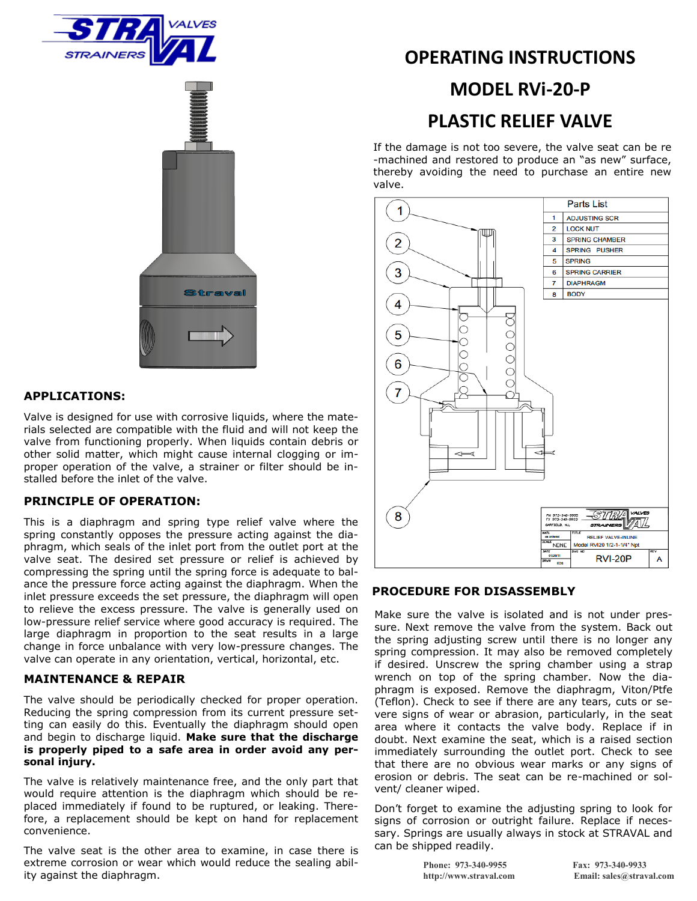# OPERATING INSTRUCTIONS

# MODEL RVi-20-P

# PLASTIC RELIEF VALVE

## APPLICATIONS:

Valve is designed for use with corrosive liquids, where the materials selected are compatible with the fluid and will not keep the valve from functioning properly. When liquids contain debris or other solid matter, which might cause internal clogging or improper operation of the valve, a strainer or filter should be installed before the inlet of the valve.

## PRINCIPLE OF OPERATION:

This is a diaphragm and spring type relief valve where the spring constantly opposes the pressure acting against the diaphragm, which seals of the inlet port from the outlet port at the valve seat. The desired set pressure or relief is achieved by compressing the spring until the spring force is adequate to balance the pressure force acting against the diaphragm. When the inlet pressure exceeds the set pressure, the diaphragm will open to relieve the excess pressure. The valve is generally used on low-pressure relief service where good accuracy is required. The large diaphragm in proportion to the seat results in a large change in force unbalance with very low-pressure changes. The valve can operate in any orientation, vertical, horizontal, etc.

## MAINTENANCE & REPAIR

The valve should be periodically checked for proper operation. Reducing the spring compression from its current pressure setting can easily do this. Eventually the diaphragm should open and begin to discharge liquid. **Make sure that the discharge is properly piped to a safe area in order avoid any personal injury.**

The valve is relatively maintenance free, and the only part that would require attention is the diaphragm which should be replaced immediately if found to be ruptured, or leaking. Therefore, a replacement should be kept on hand for replacement convenience.

The valve seat is the other area to examine, in case there is extreme corrosion or wear which would reduce the sealing ability against the diaphragm. If the damage is not too severe, the valve seat can be re-machined and restored to produce an "as new" surface, thereby avoiding the need to purchase an entire new valve.

| Parts List | |
|---|---|
| 1 | ADJUSTING SCR |
| 2 | LOCK NUT |
| 3 | SPRING CHAMBER |
| 4 | SPRING PUSHER |
| 5 | SPRING |
| 6 | SPRING CARRIER |
| 7 | DIAPHRAGM |
| 8 | BODY |

## PROCEDURE FOR DISASSEMBLY

Make sure the valve is isolated and is not under pressure. Next remove the valve from the system. Back out the spring adjusting screw until there is no longer any spring compression. It may also be removed completely if desired. Unscrew the spring chamber using a strap wrench on top of the spring chamber. Now the diaphragm is exposed. Remove the diaphragm, Viton/Ptfe (Teflon). Check to see if there are any tears, cuts or severe signs of wear or abrasion, particularly, in the seat area where it contacts the valve body. Replace if in doubt. Next examine the seat, which is a raised section immediately surrounding the outlet port. Check to see that there are no obvious wear marks or any signs of erosion or debris. The seat can be re-machined or solvent/ cleaner wiped.

Don't forget to examine the adjusting spring to look for signs of corrosion or outright failure. Replace if necessary. Springs are usually always in stock at STRAVAL and can be shipped readily.

Phone: 973-340-9955 | http://www.straval.com | Fax: 973-340-9933 | Email: sales@straval.com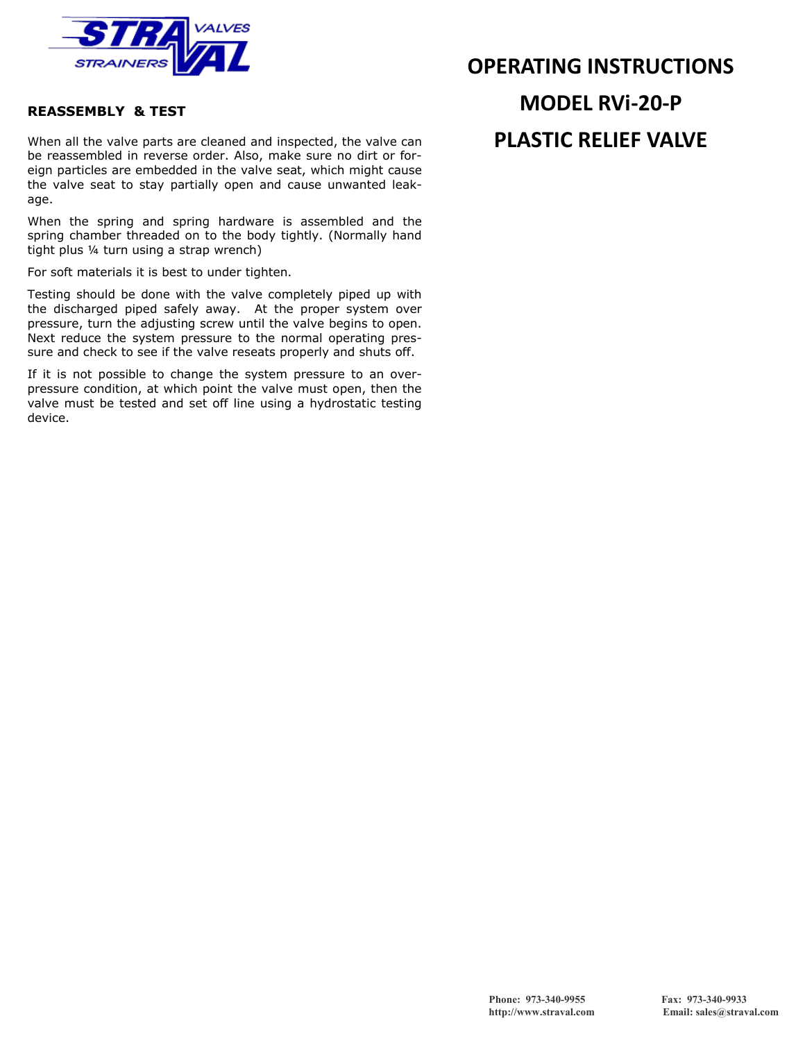# OPERATING INSTRUCTIONS

# MODEL RVi-20-P

# PLASTIC RELIEF VALVE

**REASSEMBLY & TEST**

When all the valve parts are cleaned and inspected, the valve can be reassembled in reverse order. Also, make sure no dirt or foreign particles are embedded in the valve seat, which might cause the valve seat to stay partially open and cause unwanted leakage.

When the spring and spring hardware is assembled and the spring chamber threaded on to the body tightly. (Normally hand tight plus ¼ turn using a strap wrench)

For soft materials it is best to under tighten.

Testing should be done with the valve completely piped up with the discharged piped safely away. At the proper system over pressure, turn the adjusting screw until the valve begins to open. Next reduce the system pressure to the normal operating pressure and check to see if the valve reseats properly and shuts off.

If it is not possible to change the system pressure to an overpressure condition, at which point the valve must open, then the valve must be tested and set off line using a hydrostatic testing device.

**Phone: 973-340-9955** **Fax: 973-340-9933**
**http://www.straval.com** **Email: sales@straval.com**